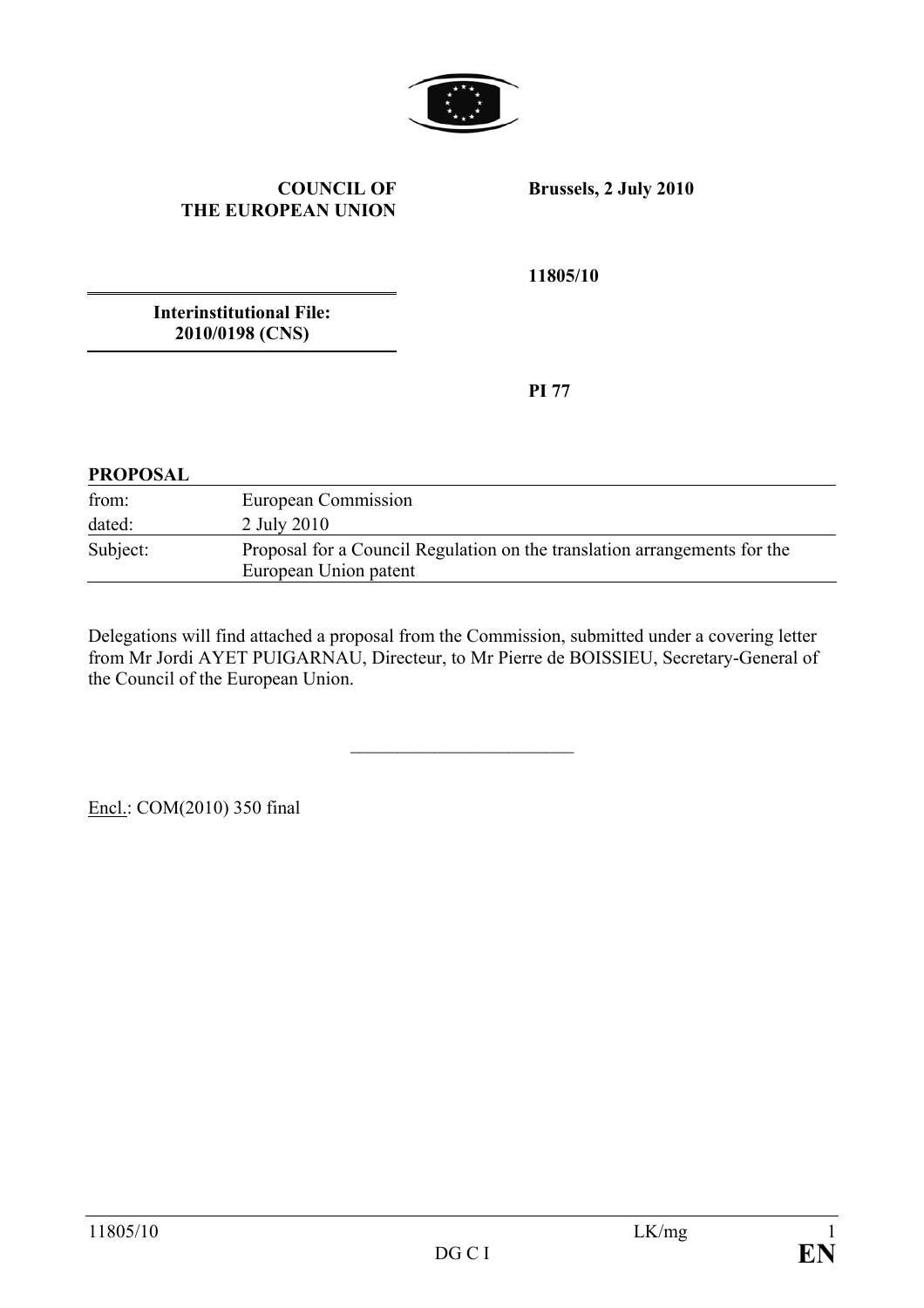**COUNCIL OF THE EUROPEAN UNION**

**Brussels, 2 July 2010**

**11805/10**

**Interinstitutional File: 2010/0198 (CNS)**

**PI 77**

**PROPOSAL**

| | |
|---|---|
| from: | European Commission |
| dated: | 2 July 2010 |
| Subject: | Proposal for a Council Regulation on the translation arrangements for the European Union patent |

Delegations will find attached a proposal from the Commission, submitted under a covering letter from Mr Jordi AYET PUIGARNAU, Directeur, to Mr Pierre de BOISSIEU, Secretary-General of the Council of the European Union.

---

Encl.: COM(2010) 350 final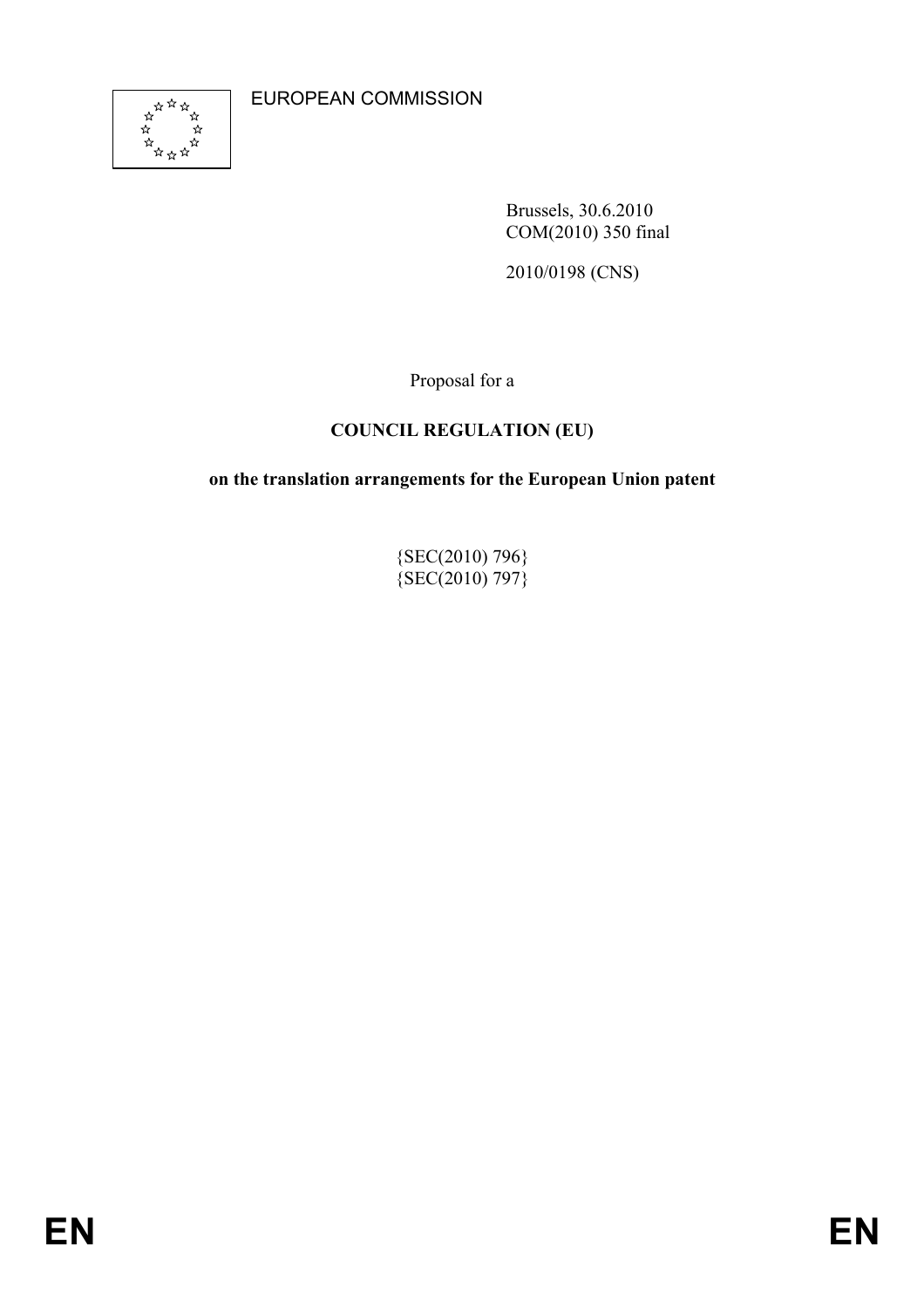EUROPEAN COMMISSION

Brussels, 30.6.2010
COM(2010) 350 final

2010/0198 (CNS)

Proposal for a

**COUNCIL REGULATION (EU)**

**on the translation arrangements for the European Union patent**

{SEC(2010) 796}
{SEC(2010) 797}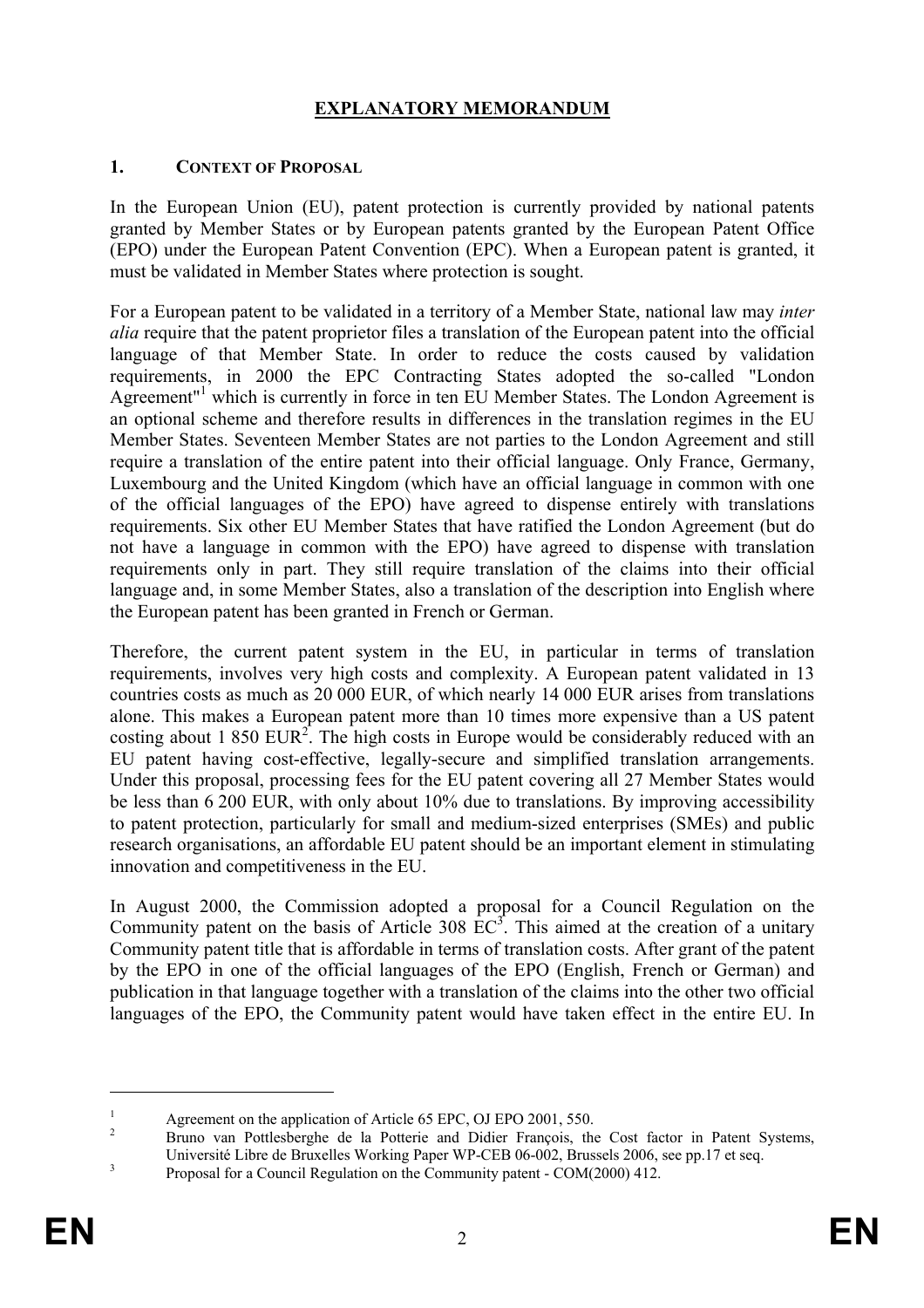# EXPLANATORY MEMORANDUM

## 1. CONTEXT OF PROPOSAL

In the European Union (EU), patent protection is currently provided by national patents granted by Member States or by European patents granted by the European Patent Office (EPO) under the European Patent Convention (EPC). When a European patent is granted, it must be validated in Member States where protection is sought.

For a European patent to be validated in a territory of a Member State, national law may *inter alia* require that the patent proprietor files a translation of the European patent into the official language of that Member State. In order to reduce the costs caused by validation requirements, in 2000 the EPC Contracting States adopted the so-called "London Agreement"[1] which is currently in force in ten EU Member States. The London Agreement is an optional scheme and therefore results in differences in the translation regimes in the EU Member States. Seventeen Member States are not parties to the London Agreement and still require a translation of the entire patent into their official language. Only France, Germany, Luxembourg and the United Kingdom (which have an official language in common with one of the official languages of the EPO) have agreed to dispense entirely with translations requirements. Six other EU Member States that have ratified the London Agreement (but do not have a language in common with the EPO) have agreed to dispense with translation requirements only in part. They still require translation of the claims into their official language and, in some Member States, also a translation of the description into English where the European patent has been granted in French or German.

Therefore, the current patent system in the EU, in particular in terms of translation requirements, involves very high costs and complexity. A European patent validated in 13 countries costs as much as 20 000 EUR, of which nearly 14 000 EUR arises from translations alone. This makes a European patent more than 10 times more expensive than a US patent costing about 1 850 EUR[2]. The high costs in Europe would be considerably reduced with an EU patent having cost-effective, legally-secure and simplified translation arrangements. Under this proposal, processing fees for the EU patent covering all 27 Member States would be less than 6 200 EUR, with only about 10% due to translations. By improving accessibility to patent protection, particularly for small and medium-sized enterprises (SMEs) and public research organisations, an affordable EU patent should be an important element in stimulating innovation and competitiveness in the EU.

In August 2000, the Commission adopted a proposal for a Council Regulation on the Community patent on the basis of Article 308 EC[3]. This aimed at the creation of a unitary Community patent title that is affordable in terms of translation costs. After grant of the patent by the EPO in one of the official languages of the EPO (English, French or German) and publication in that language together with a translation of the claims into the other two official languages of the EPO, the Community patent would have taken effect in the entire EU. In

---

[1] Agreement on the application of Article 65 EPC, OJ EPO 2001, 550.

[2] Bruno van Pottlesberghe de la Potterie and Didier François, the Cost factor in Patent Systems, Université Libre de Bruxelles Working Paper WP-CEB 06-002, Brussels 2006, see pp.17 et seq.

[3] Proposal for a Council Regulation on the Community patent - COM(2000) 412.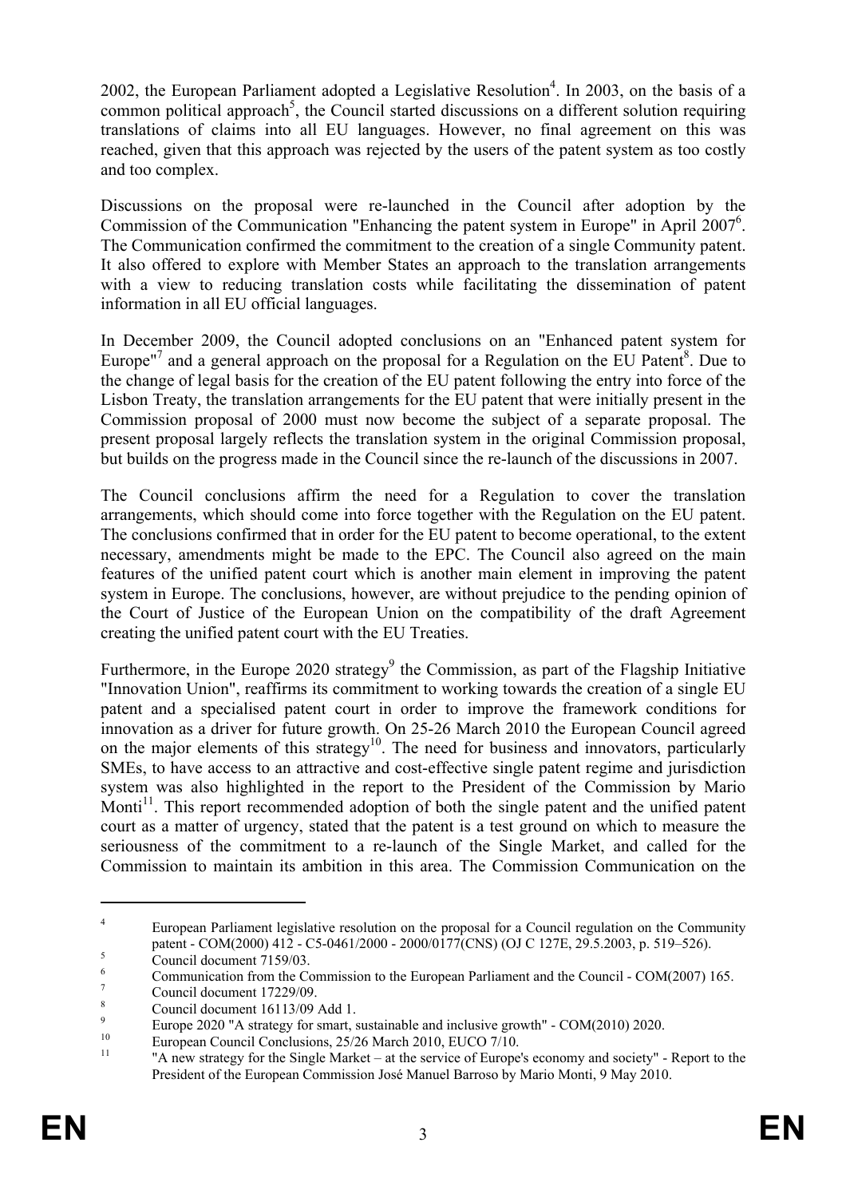2002, the European Parliament adopted a Legislative Resolution[4]. In 2003, on the basis of a common political approach[5], the Council started discussions on a different solution requiring translations of claims into all EU languages. However, no final agreement on this was reached, given that this approach was rejected by the users of the patent system as too costly and too complex.

Discussions on the proposal were re-launched in the Council after adoption by the Commission of the Communication "Enhancing the patent system in Europe" in April 2007[6]. The Communication confirmed the commitment to the creation of a single Community patent. It also offered to explore with Member States an approach to the translation arrangements with a view to reducing translation costs while facilitating the dissemination of patent information in all EU official languages.

In December 2009, the Council adopted conclusions on an "Enhanced patent system for Europe"[7] and a general approach on the proposal for a Regulation on the EU Patent[8]. Due to the change of legal basis for the creation of the EU patent following the entry into force of the Lisbon Treaty, the translation arrangements for the EU patent that were initially present in the Commission proposal of 2000 must now become the subject of a separate proposal. The present proposal largely reflects the translation system in the original Commission proposal, but builds on the progress made in the Council since the re-launch of the discussions in 2007.

The Council conclusions affirm the need for a Regulation to cover the translation arrangements, which should come into force together with the Regulation on the EU patent. The conclusions confirmed that in order for the EU patent to become operational, to the extent necessary, amendments might be made to the EPC. The Council also agreed on the main features of the unified patent court which is another main element in improving the patent system in Europe. The conclusions, however, are without prejudice to the pending opinion of the Court of Justice of the European Union on the compatibility of the draft Agreement creating the unified patent court with the EU Treaties.

Furthermore, in the Europe 2020 strategy[9] the Commission, as part of the Flagship Initiative "Innovation Union", reaffirms its commitment to working towards the creation of a single EU patent and a specialised patent court in order to improve the framework conditions for innovation as a driver for future growth. On 25-26 March 2010 the European Council agreed on the major elements of this strategy[10]. The need for business and innovators, particularly SMEs, to have access to an attractive and cost-effective single patent regime and jurisdiction system was also highlighted in the report to the President of the Commission by Mario Monti[11]. This report recommended adoption of both the single patent and the unified patent court as a matter of urgency, stated that the patent is a test ground on which to measure the seriousness of the commitment to a re-launch of the Single Market, and called for the Commission to maintain its ambition in this area. The Commission Communication on the

---

[4] European Parliament legislative resolution on the proposal for a Council regulation on the Community patent - COM(2000) 412 - C5-0461/2000 - 2000/0177(CNS) (OJ C 127E, 29.5.2003, p. 519–526).

[5] Council document 7159/03.

[6] Communication from the Commission to the European Parliament and the Council - COM(2007) 165.

[7] Council document 17229/09.

[8] Council document 16113/09 Add 1.

[9] Europe 2020 "A strategy for smart, sustainable and inclusive growth" - COM(2010) 2020.

[10] European Council Conclusions, 25/26 March 2010, EUCO 7/10.

[11] "A new strategy for the Single Market – at the service of Europe's economy and society" - Report to the President of the European Commission José Manuel Barroso by Mario Monti, 9 May 2010.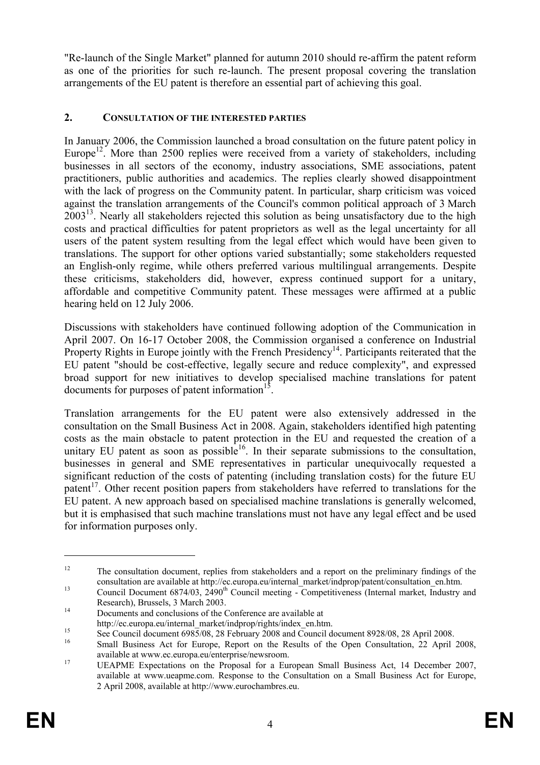"Re-launch of the Single Market" planned for autumn 2010 should re-affirm the patent reform as one of the priorities for such re-launch. The present proposal covering the translation arrangements of the EU patent is therefore an essential part of achieving this goal.

## 2. CONSULTATION OF THE INTERESTED PARTIES

In January 2006, the Commission launched a broad consultation on the future patent policy in Europe[12]. More than 2500 replies were received from a variety of stakeholders, including businesses in all sectors of the economy, industry associations, SME associations, patent practitioners, public authorities and academics. The replies clearly showed disappointment with the lack of progress on the Community patent. In particular, sharp criticism was voiced against the translation arrangements of the Council's common political approach of 3 March 2003[13]. Nearly all stakeholders rejected this solution as being unsatisfactory due to the high costs and practical difficulties for patent proprietors as well as the legal uncertainty for all users of the patent system resulting from the legal effect which would have been given to translations. The support for other options varied substantially; some stakeholders requested an English-only regime, while others preferred various multilingual arrangements. Despite these criticisms, stakeholders did, however, express continued support for a unitary, affordable and competitive Community patent. These messages were affirmed at a public hearing held on 12 July 2006.

Discussions with stakeholders have continued following adoption of the Communication in April 2007. On 16-17 October 2008, the Commission organised a conference on Industrial Property Rights in Europe jointly with the French Presidency[14]. Participants reiterated that the EU patent "should be cost-effective, legally secure and reduce complexity", and expressed broad support for new initiatives to develop specialised machine translations for patent documents for purposes of patent information[15].

Translation arrangements for the EU patent were also extensively addressed in the consultation on the Small Business Act in 2008. Again, stakeholders identified high patenting costs as the main obstacle to patent protection in the EU and requested the creation of a unitary EU patent as soon as possible[16]. In their separate submissions to the consultation, businesses in general and SME representatives in particular unequivocally requested a significant reduction of the costs of patenting (including translation costs) for the future EU patent[17]. Other recent position papers from stakeholders have referred to translations for the EU patent. A new approach based on specialised machine translations is generally welcomed, but it is emphasised that such machine translations must not have any legal effect and be used for information purposes only.

---

[12] The consultation document, replies from stakeholders and a report on the preliminary findings of the consultation are available at http://ec.europa.eu/internal_market/indprop/patent/consultation_en.htm.

[13] Council Document 6874/03, 2490th Council meeting - Competitiveness (Internal market, Industry and Research), Brussels, 3 March 2003.

[14] Documents and conclusions of the Conference are available at http://ec.europa.eu/internal_market/indprop/rights/index_en.htm.

[15] See Council document 6985/08, 28 February 2008 and Council document 8928/08, 28 April 2008.

[16] Small Business Act for Europe, Report on the Results of the Open Consultation, 22 April 2008, available at www.ec.europa.eu/enterprise/newsroom.

[17] UEAPME Expectations on the Proposal for a European Small Business Act, 14 December 2007, available at www.ueapme.com. Response to the Consultation on a Small Business Act for Europe, 2 April 2008, available at http://www.eurochambres.eu.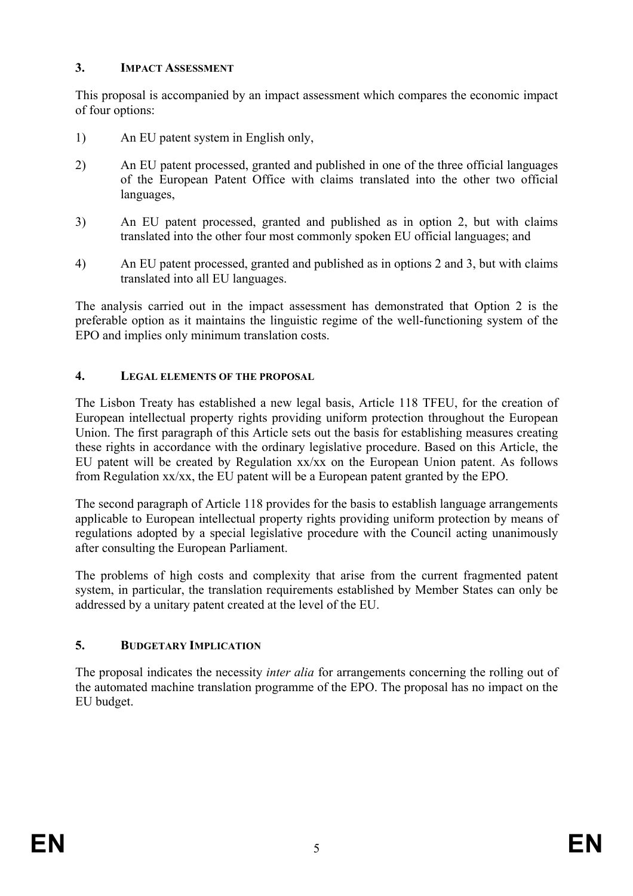## 3. IMPACT ASSESSMENT

This proposal is accompanied by an impact assessment which compares the economic impact of four options:

1) An EU patent system in English only,

2) An EU patent processed, granted and published in one of the three official languages of the European Patent Office with claims translated into the other two official languages,

3) An EU patent processed, granted and published as in option 2, but with claims translated into the other four most commonly spoken EU official languages; and

4) An EU patent processed, granted and published as in options 2 and 3, but with claims translated into all EU languages.

The analysis carried out in the impact assessment has demonstrated that Option 2 is the preferable option as it maintains the linguistic regime of the well-functioning system of the EPO and implies only minimum translation costs.

## 4. LEGAL ELEMENTS OF THE PROPOSAL

The Lisbon Treaty has established a new legal basis, Article 118 TFEU, for the creation of European intellectual property rights providing uniform protection throughout the European Union. The first paragraph of this Article sets out the basis for establishing measures creating these rights in accordance with the ordinary legislative procedure. Based on this Article, the EU patent will be created by Regulation xx/xx on the European Union patent. As follows from Regulation xx/xx, the EU patent will be a European patent granted by the EPO.

The second paragraph of Article 118 provides for the basis to establish language arrangements applicable to European intellectual property rights providing uniform protection by means of regulations adopted by a special legislative procedure with the Council acting unanimously after consulting the European Parliament.

The problems of high costs and complexity that arise from the current fragmented patent system, in particular, the translation requirements established by Member States can only be addressed by a unitary patent created at the level of the EU.

## 5. BUDGETARY IMPLICATION

The proposal indicates the necessity *inter alia* for arrangements concerning the rolling out of the automated machine translation programme of the EPO. The proposal has no impact on the EU budget.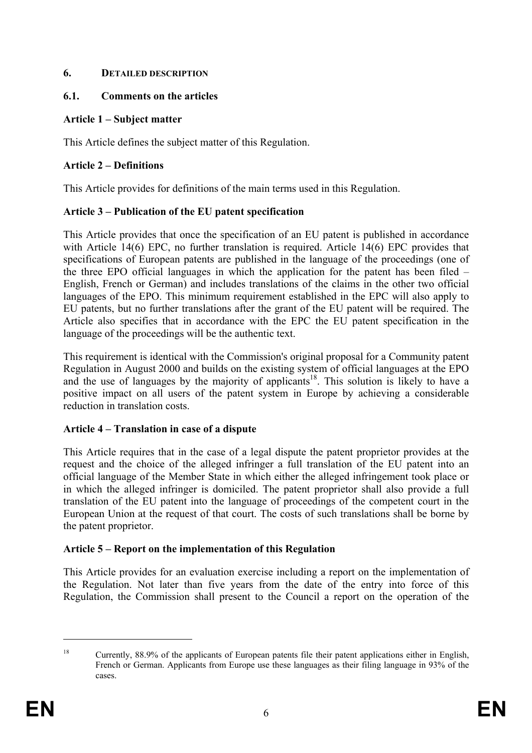## 6. DETAILED DESCRIPTION

### 6.1. Comments on the articles

**Article 1 – Subject matter**

This Article defines the subject matter of this Regulation.

**Article 2 – Definitions**

This Article provides for definitions of the main terms used in this Regulation.

**Article 3 – Publication of the EU patent specification**

This Article provides that once the specification of an EU patent is published in accordance with Article 14(6) EPC, no further translation is required. Article 14(6) EPC provides that specifications of European patents are published in the language of the proceedings (one of the three EPO official languages in which the application for the patent has been filed – English, French or German) and includes translations of the claims in the other two official languages of the EPO. This minimum requirement established in the EPC will also apply to EU patents, but no further translations after the grant of the EU patent will be required. The Article also specifies that in accordance with the EPC the EU patent specification in the language of the proceedings will be the authentic text.

This requirement is identical with the Commission's original proposal for a Community patent Regulation in August 2000 and builds on the existing system of official languages at the EPO and the use of languages by the majority of applicants[18]. This solution is likely to have a positive impact on all users of the patent system in Europe by achieving a considerable reduction in translation costs.

**Article 4 – Translation in case of a dispute**

This Article requires that in the case of a legal dispute the patent proprietor provides at the request and the choice of the alleged infringer a full translation of the EU patent into an official language of the Member State in which either the alleged infringement took place or in which the alleged infringer is domiciled. The patent proprietor shall also provide a full translation of the EU patent into the language of proceedings of the competent court in the European Union at the request of that court. The costs of such translations shall be borne by the patent proprietor.

**Article 5 – Report on the implementation of this Regulation**

This Article provides for an evaluation exercise including a report on the implementation of the Regulation. Not later than five years from the date of the entry into force of this Regulation, the Commission shall present to the Council a report on the operation of the

---

[18] Currently, 88.9% of the applicants of European patents file their patent applications either in English, French or German. Applicants from Europe use these languages as their filing language in 93% of the cases.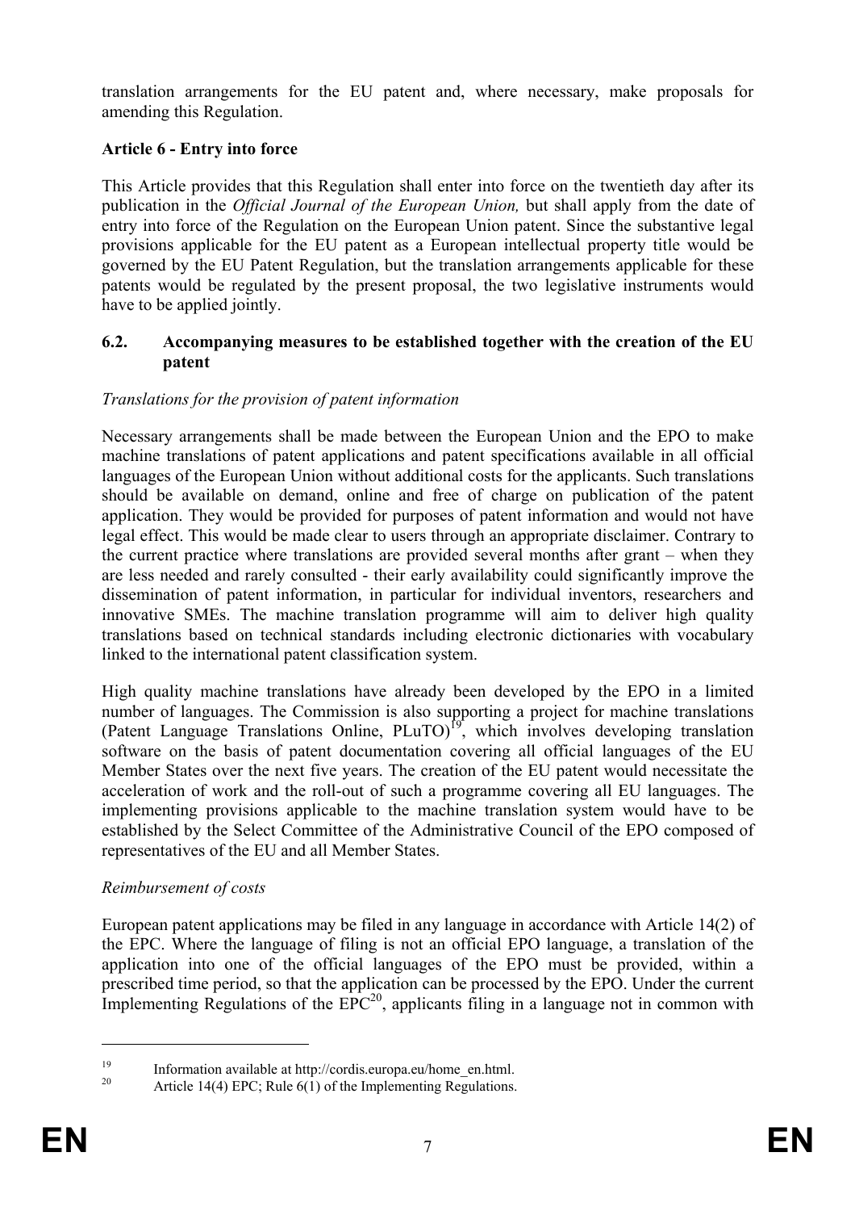translation arrangements for the EU patent and, where necessary, make proposals for amending this Regulation.

**Article 6 - Entry into force**

This Article provides that this Regulation shall enter into force on the twentieth day after its publication in the *Official Journal of the European Union,* but shall apply from the date of entry into force of the Regulation on the European Union patent. Since the substantive legal provisions applicable for the EU patent as a European intellectual property title would be governed by the EU Patent Regulation, but the translation arrangements applicable for these patents would be regulated by the present proposal, the two legislative instruments would have to be applied jointly.

### 6.2. Accompanying measures to be established together with the creation of the EU patent

*Translations for the provision of patent information*

Necessary arrangements shall be made between the European Union and the EPO to make machine translations of patent applications and patent specifications available in all official languages of the European Union without additional costs for the applicants. Such translations should be available on demand, online and free of charge on publication of the patent application. They would be provided for purposes of patent information and would not have legal effect. This would be made clear to users through an appropriate disclaimer. Contrary to the current practice where translations are provided several months after grant – when they are less needed and rarely consulted - their early availability could significantly improve the dissemination of patent information, in particular for individual inventors, researchers and innovative SMEs. The machine translation programme will aim to deliver high quality translations based on technical standards including electronic dictionaries with vocabulary linked to the international patent classification system.

High quality machine translations have already been developed by the EPO in a limited number of languages. The Commission is also supporting a project for machine translations (Patent Language Translations Online, PLuTO)[19], which involves developing translation software on the basis of patent documentation covering all official languages of the EU Member States over the next five years. The creation of the EU patent would necessitate the acceleration of work and the roll-out of such a programme covering all EU languages. The implementing provisions applicable to the machine translation system would have to be established by the Select Committee of the Administrative Council of the EPO composed of representatives of the EU and all Member States.

*Reimbursement of costs*

European patent applications may be filed in any language in accordance with Article 14(2) of the EPC. Where the language of filing is not an official EPO language, a translation of the application into one of the official languages of the EPO must be provided, within a prescribed time period, so that the application can be processed by the EPO. Under the current Implementing Regulations of the EPC[20], applicants filing in a language not in common with

---

[19] Information available at http://cordis.europa.eu/home_en.html.

[20] Article 14(4) EPC; Rule 6(1) of the Implementing Regulations.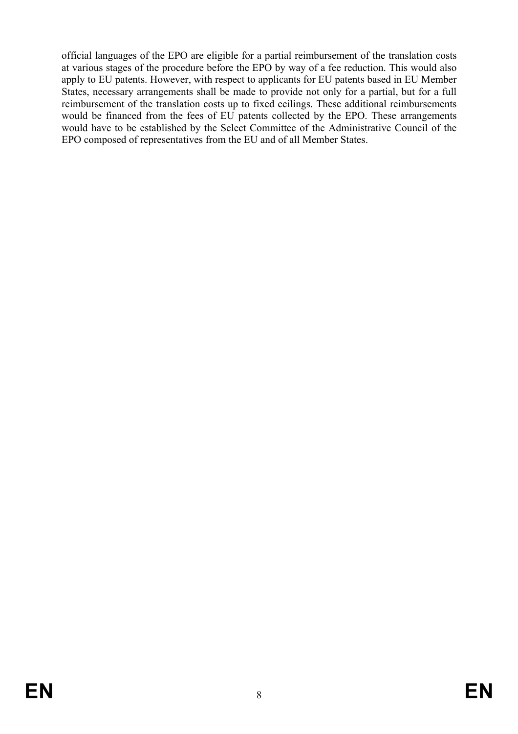official languages of the EPO are eligible for a partial reimbursement of the translation costs at various stages of the procedure before the EPO by way of a fee reduction. This would also apply to EU patents. However, with respect to applicants for EU patents based in EU Member States, necessary arrangements shall be made to provide not only for a partial, but for a full reimbursement of the translation costs up to fixed ceilings. These additional reimbursements would be financed from the fees of EU patents collected by the EPO. These arrangements would have to be established by the Select Committee of the Administrative Council of the EPO composed of representatives from the EU and of all Member States.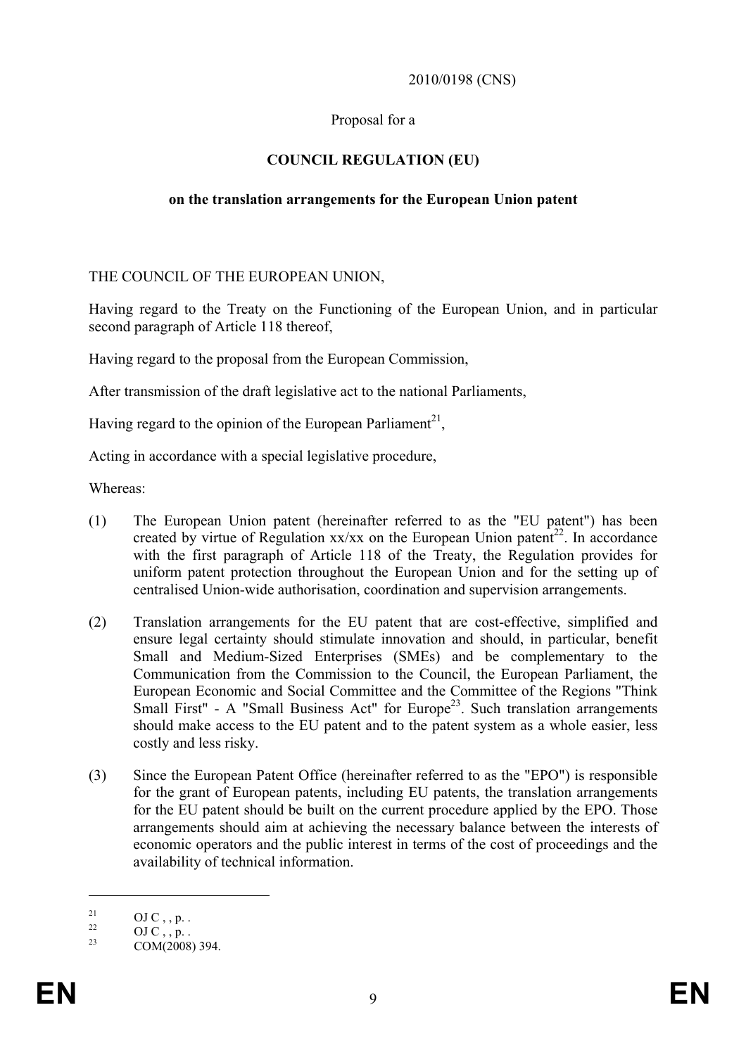2010/0198 (CNS)

Proposal for a

**COUNCIL REGULATION (EU)**

**on the translation arrangements for the European Union patent**

THE COUNCIL OF THE EUROPEAN UNION,

Having regard to the Treaty on the Functioning of the European Union, and in particular second paragraph of Article 118 thereof,

Having regard to the proposal from the European Commission,

After transmission of the draft legislative act to the national Parliaments,

Having regard to the opinion of the European Parliament[21],

Acting in accordance with a special legislative procedure,

Whereas:

(1) The European Union patent (hereinafter referred to as the "EU patent") has been created by virtue of Regulation xx/xx on the European Union patent[22]. In accordance with the first paragraph of Article 118 of the Treaty, the Regulation provides for uniform patent protection throughout the European Union and for the setting up of centralised Union-wide authorisation, coordination and supervision arrangements.

(2) Translation arrangements for the EU patent that are cost-effective, simplified and ensure legal certainty should stimulate innovation and should, in particular, benefit Small and Medium-Sized Enterprises (SMEs) and be complementary to the Communication from the Commission to the Council, the European Parliament, the European Economic and Social Committee and the Committee of the Regions "Think Small First" - A "Small Business Act" for Europe[23]. Such translation arrangements should make access to the EU patent and to the patent system as a whole easier, less costly and less risky.

(3) Since the European Patent Office (hereinafter referred to as the "EPO") is responsible for the grant of European patents, including EU patents, the translation arrangements for the EU patent should be built on the current procedure applied by the EPO. Those arrangements should aim at achieving the necessary balance between the interests of economic operators and the public interest in terms of the cost of proceedings and the availability of technical information.

---

[21] OJ C , , p. .

[22] OJ C , , p. .

[23] COM(2008) 394.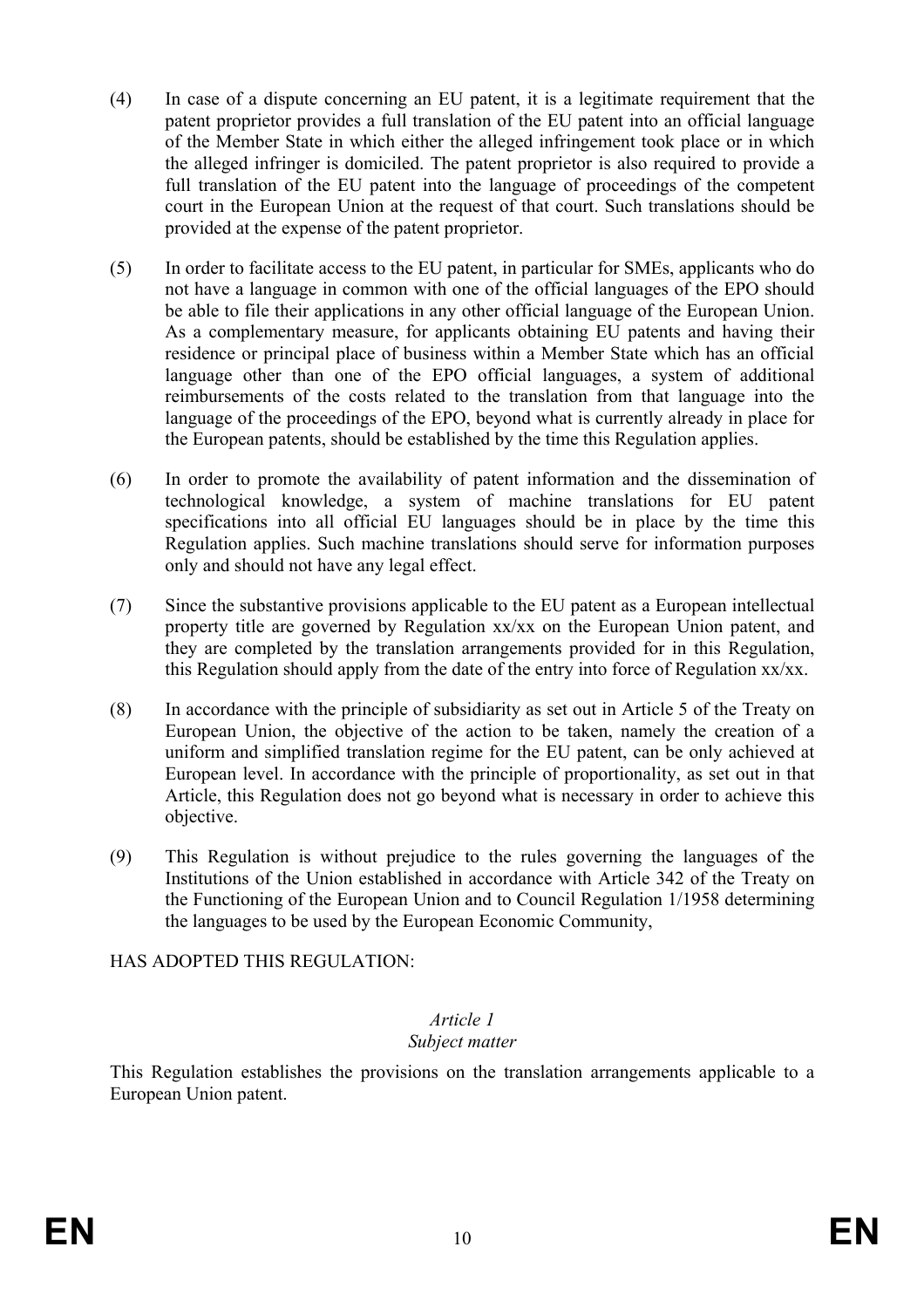(4) In case of a dispute concerning an EU patent, it is a legitimate requirement that the patent proprietor provides a full translation of the EU patent into an official language of the Member State in which either the alleged infringement took place or in which the alleged infringer is domiciled. The patent proprietor is also required to provide a full translation of the EU patent into the language of proceedings of the competent court in the European Union at the request of that court. Such translations should be provided at the expense of the patent proprietor.

(5) In order to facilitate access to the EU patent, in particular for SMEs, applicants who do not have a language in common with one of the official languages of the EPO should be able to file their applications in any other official language of the European Union. As a complementary measure, for applicants obtaining EU patents and having their residence or principal place of business within a Member State which has an official language other than one of the EPO official languages, a system of additional reimbursements of the costs related to the translation from that language into the language of the proceedings of the EPO, beyond what is currently already in place for the European patents, should be established by the time this Regulation applies.

(6) In order to promote the availability of patent information and the dissemination of technological knowledge, a system of machine translations for EU patent specifications into all official EU languages should be in place by the time this Regulation applies. Such machine translations should serve for information purposes only and should not have any legal effect.

(7) Since the substantive provisions applicable to the EU patent as a European intellectual property title are governed by Regulation xx/xx on the European Union patent, and they are completed by the translation arrangements provided for in this Regulation, this Regulation should apply from the date of the entry into force of Regulation xx/xx.

(8) In accordance with the principle of subsidiarity as set out in Article 5 of the Treaty on European Union, the objective of the action to be taken, namely the creation of a uniform and simplified translation regime for the EU patent, can be only achieved at European level. In accordance with the principle of proportionality, as set out in that Article, this Regulation does not go beyond what is necessary in order to achieve this objective.

(9) This Regulation is without prejudice to the rules governing the languages of the Institutions of the Union established in accordance with Article 342 of the Treaty on the Functioning of the European Union and to Council Regulation 1/1958 determining the languages to be used by the European Economic Community,

HAS ADOPTED THIS REGULATION:

*Article 1*
*Subject matter*

This Regulation establishes the provisions on the translation arrangements applicable to a European Union patent.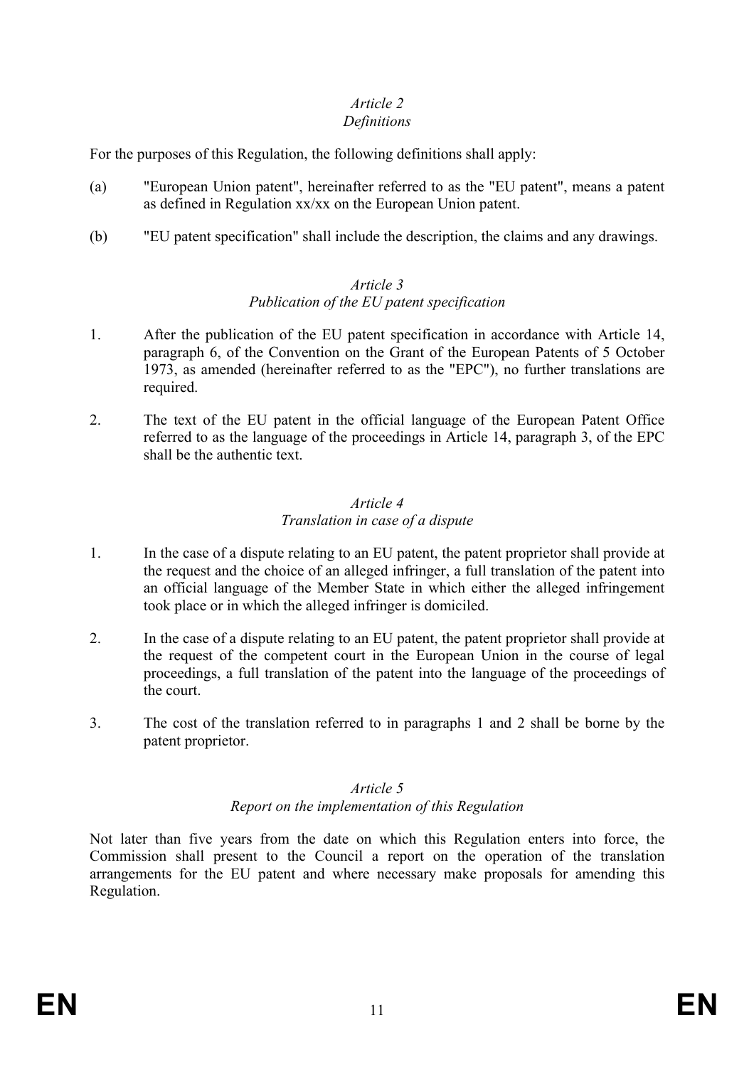*Article 2*
*Definitions*

For the purposes of this Regulation, the following definitions shall apply:

(a) "European Union patent", hereinafter referred to as the "EU patent", means a patent as defined in Regulation xx/xx on the European Union patent.

(b) "EU patent specification" shall include the description, the claims and any drawings.

*Article 3*
*Publication of the EU patent specification*

1. After the publication of the EU patent specification in accordance with Article 14, paragraph 6, of the Convention on the Grant of the European Patents of 5 October 1973, as amended (hereinafter referred to as the "EPC"), no further translations are required.

2. The text of the EU patent in the official language of the European Patent Office referred to as the language of the proceedings in Article 14, paragraph 3, of the EPC shall be the authentic text.

*Article 4*
*Translation in case of a dispute*

1. In the case of a dispute relating to an EU patent, the patent proprietor shall provide at the request and the choice of an alleged infringer, a full translation of the patent into an official language of the Member State in which either the alleged infringement took place or in which the alleged infringer is domiciled.

2. In the case of a dispute relating to an EU patent, the patent proprietor shall provide at the request of the competent court in the European Union in the course of legal proceedings, a full translation of the patent into the language of the proceedings of the court.

3. The cost of the translation referred to in paragraphs 1 and 2 shall be borne by the patent proprietor.

*Article 5*
*Report on the implementation of this Regulation*

Not later than five years from the date on which this Regulation enters into force, the Commission shall present to the Council a report on the operation of the translation arrangements for the EU patent and where necessary make proposals for amending this Regulation.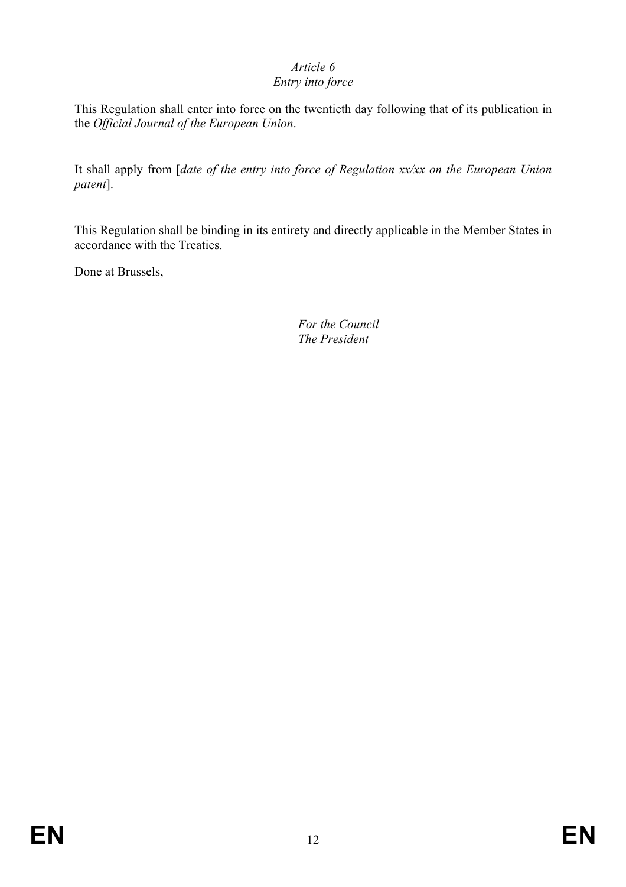*Article 6*
*Entry into force*

This Regulation shall enter into force on the twentieth day following that of its publication in the *Official Journal of the European Union*.

It shall apply from [*date of the entry into force of Regulation xx/xx on the European Union patent*].

This Regulation shall be binding in its entirety and directly applicable in the Member States in accordance with the Treaties.

Done at Brussels,

*For the Council*
*The President*